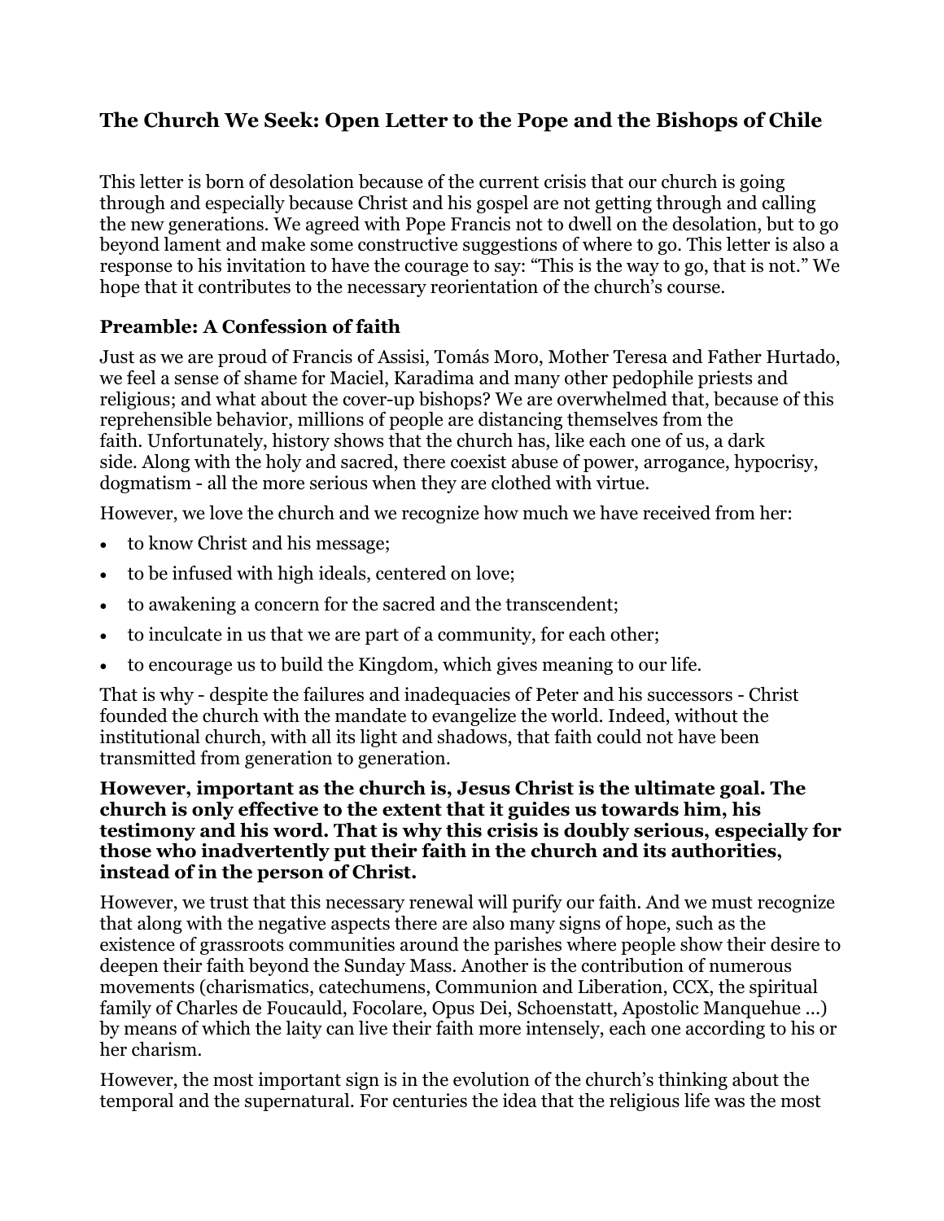# The Church We Seek: Open Letter to the Pope and the Bishops of Chile

This letter is born of desolation because of the current crisis that our church is going through and especially because Christ and his gospel are not getting through and calling the new generations. We agreed with Pope Francis not to dwell on the desolation, but to go beyond lament and make some constructive suggestions of where to go. This letter is also a response to his invitation to have the courage to say: "This is the way to go, that is not." We hope that it contributes to the necessary reorientation of the church's course.

## Preamble: A Confession of faith

Just as we are proud of Francis of Assisi, Tomás Moro, Mother Teresa and Father Hurtado, we feel a sense of shame for Maciel, Karadima and many other pedophile priests and religious; and what about the cover-up bishops? We are overwhelmed that, because of this reprehensible behavior, millions of people are distancing themselves from the faith. Unfortunately, history shows that the church has, like each one of us, a dark side. Along with the holy and sacred, there coexist abuse of power, arrogance, hypocrisy, dogmatism - all the more serious when they are clothed with virtue.

However, we love the church and we recognize how much we have received from her:

- to know Christ and his message;
- to be infused with high ideals, centered on love;
- to awakening a concern for the sacred and the transcendent;
- to inculcate in us that we are part of a community, for each other;
- to encourage us to build the Kingdom, which gives meaning to our life.

That is why - despite the failures and inadequacies of Peter and his successors - Christ founded the church with the mandate to evangelize the world. Indeed, without the institutional church, with all its light and shadows, that faith could not have been transmitted from generation to generation.

**However, important as the church is, Jesus Christ is the ultimate goal. The church is only effective to the extent that it guides us towards him, his testimony and his word. That is why this crisis is doubly serious, especially for those who inadvertently put their faith in the church and its authorities, instead of in the person of Christ.**

However, we trust that this necessary renewal will purify our faith. And we must recognize that along with the negative aspects there are also many signs of hope, such as the existence of grassroots communities around the parishes where people show their desire to deepen their faith beyond the Sunday Mass. Another is the contribution of numerous movements (charismatics, catechumens, Communion and Liberation, CCX, the spiritual family of Charles de Foucauld, Focolare, Opus Dei, Schoenstatt, Apostolic Manquehue ...) by means of which the laity can live their faith more intensely, each one according to his or her charism.

However, the most important sign is in the evolution of the church's thinking about the temporal and the supernatural. For centuries the idea that the religious life was the most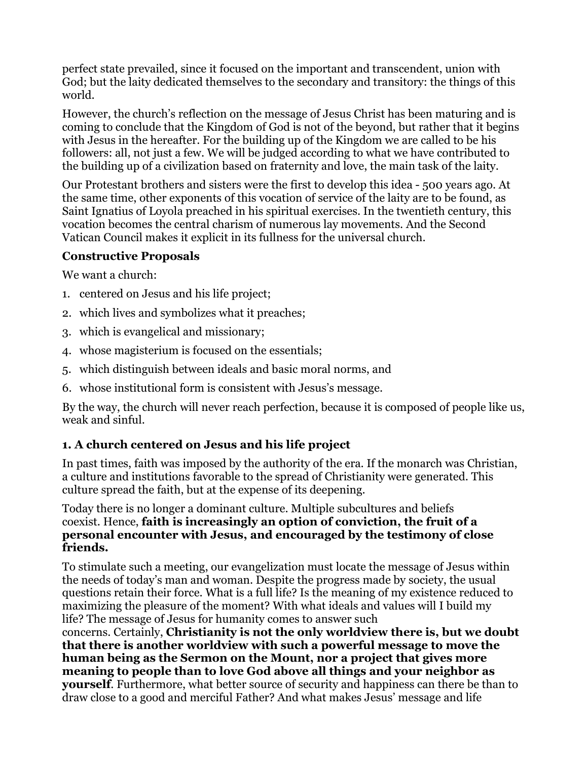perfect state prevailed, since it focused on the important and transcendent, union with God; but the laity dedicated themselves to the secondary and transitory: the things of this world.

However, the church's reflection on the message of Jesus Christ has been maturing and is coming to conclude that the Kingdom of God is not of the beyond, but rather that it begins with Jesus in the hereafter. For the building up of the Kingdom we are called to be his followers: all, not just a few. We will be judged according to what we have contributed to the building up of a civilization based on fraternity and love, the main task of the laity.

Our Protestant brothers and sisters were the first to develop this idea - 500 years ago. At the same time, other exponents of this vocation of service of the laity are to be found, as Saint Ignatius of Loyola preached in his spiritual exercises. In the twentieth century, this vocation becomes the central charism of numerous lay movements. And the Second Vatican Council makes it explicit in its fullness for the universal church.

### Constructive Proposals

We want a church:

1. centered on Jesus and his life project;
2. which lives and symbolizes what it preaches;
3. which is evangelical and missionary;
4. whose magisterium is focused on the essentials;
5. which distinguish between ideals and basic moral norms, and
6. whose institutional form is consistent with Jesus's message.

By the way, the church will never reach perfection, because it is composed of people like us, weak and sinful.

### 1. A church centered on Jesus and his life project

In past times, faith was imposed by the authority of the era. If the monarch was Christian, a culture and institutions favorable to the spread of Christianity were generated. This culture spread the faith, but at the expense of its deepening.

Today there is no longer a dominant culture. Multiple subcultures and beliefs coexist. Hence, **faith is increasingly an option of conviction, the fruit of a personal encounter with Jesus, and encouraged by the testimony of close friends.**

To stimulate such a meeting, our evangelization must locate the message of Jesus within the needs of today's man and woman. Despite the progress made by society, the usual questions retain their force. What is a full life? Is the meaning of my existence reduced to maximizing the pleasure of the moment? With what ideals and values will I build my life? The message of Jesus for humanity comes to answer such concerns. Certainly, **Christianity is not the only worldview there is, but we doubt that there is another worldview with such a powerful message to move the human being as the Sermon on the Mount, nor a project that gives more meaning to people than to love God above all things and your neighbor as yourself**. Furthermore, what better source of security and happiness can there be than to draw close to a good and merciful Father? And what makes Jesus' message and life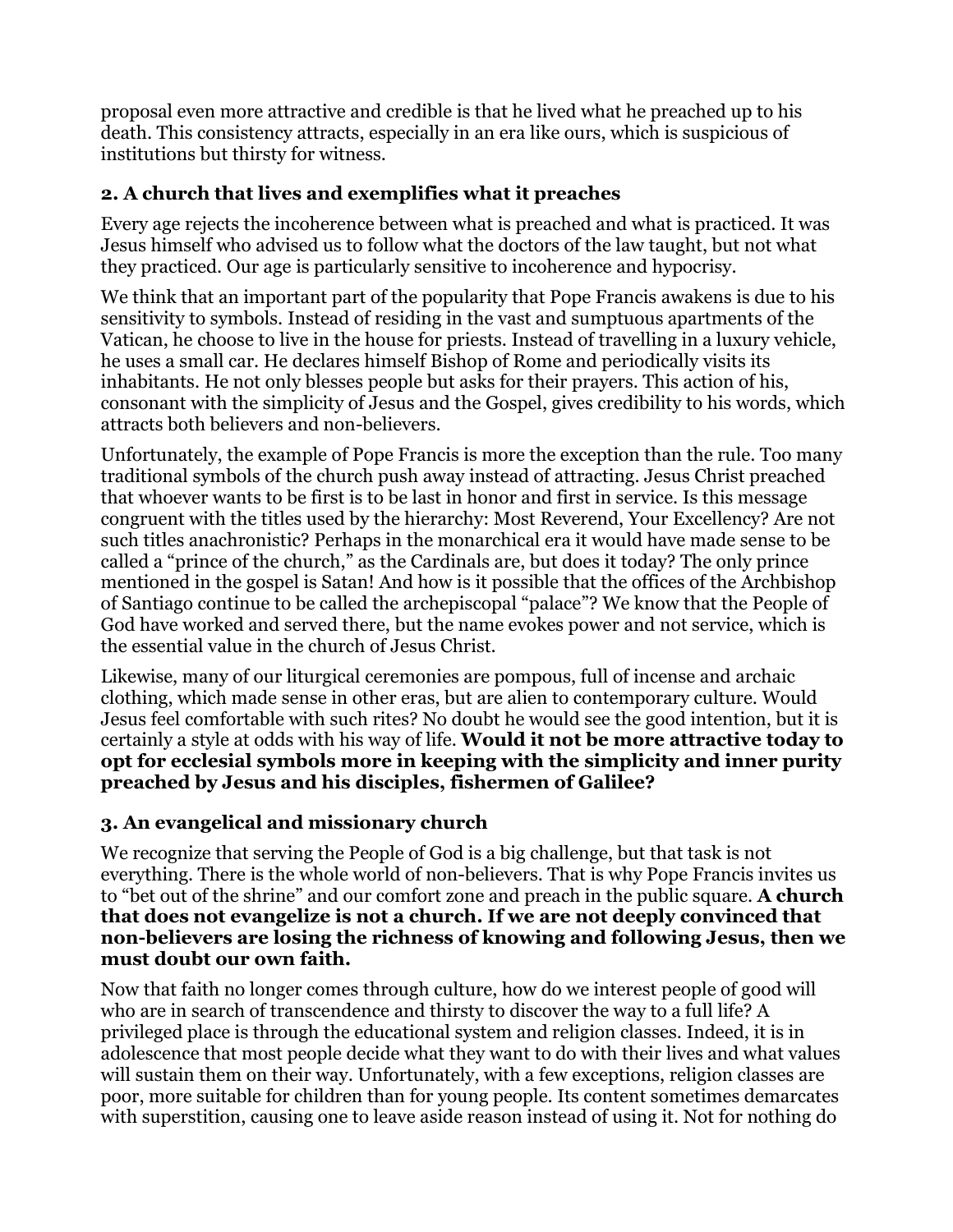proposal even more attractive and credible is that he lived what he preached up to his death. This consistency attracts, especially in an era like ours, which is suspicious of institutions but thirsty for witness.

### 2. A church that lives and exemplifies what it preaches

Every age rejects the incoherence between what is preached and what is practiced. It was Jesus himself who advised us to follow what the doctors of the law taught, but not what they practiced. Our age is particularly sensitive to incoherence and hypocrisy.

We think that an important part of the popularity that Pope Francis awakens is due to his sensitivity to symbols. Instead of residing in the vast and sumptuous apartments of the Vatican, he choose to live in the house for priests. Instead of travelling in a luxury vehicle, he uses a small car. He declares himself Bishop of Rome and periodically visits its inhabitants. He not only blesses people but asks for their prayers. This action of his, consonant with the simplicity of Jesus and the Gospel, gives credibility to his words, which attracts both believers and non-believers.

Unfortunately, the example of Pope Francis is more the exception than the rule. Too many traditional symbols of the church push away instead of attracting. Jesus Christ preached that whoever wants to be first is to be last in honor and first in service. Is this message congruent with the titles used by the hierarchy: Most Reverend, Your Excellency? Are not such titles anachronistic? Perhaps in the monarchical era it would have made sense to be called a "prince of the church," as the Cardinals are, but does it today? The only prince mentioned in the gospel is Satan! And how is it possible that the offices of the Archbishop of Santiago continue to be called the archepiscopal "palace"? We know that the People of God have worked and served there, but the name evokes power and not service, which is the essential value in the church of Jesus Christ.

Likewise, many of our liturgical ceremonies are pompous, full of incense and archaic clothing, which made sense in other eras, but are alien to contemporary culture. Would Jesus feel comfortable with such rites? No doubt he would see the good intention, but it is certainly a style at odds with his way of life. **Would it not be more attractive today to opt for ecclesial symbols more in keeping with the simplicity and inner purity preached by Jesus and his disciples, fishermen of Galilee?**

### 3. An evangelical and missionary church

We recognize that serving the People of God is a big challenge, but that task is not everything. There is the whole world of non-believers. That is why Pope Francis invites us to "bet out of the shrine" and our comfort zone and preach in the public square. **A church that does not evangelize is not a church. If we are not deeply convinced that non-believers are losing the richness of knowing and following Jesus, then we must doubt our own faith.**

Now that faith no longer comes through culture, how do we interest people of good will who are in search of transcendence and thirsty to discover the way to a full life? A privileged place is through the educational system and religion classes. Indeed, it is in adolescence that most people decide what they want to do with their lives and what values will sustain them on their way. Unfortunately, with a few exceptions, religion classes are poor, more suitable for children than for young people. Its content sometimes demarcates with superstition, causing one to leave aside reason instead of using it. Not for nothing do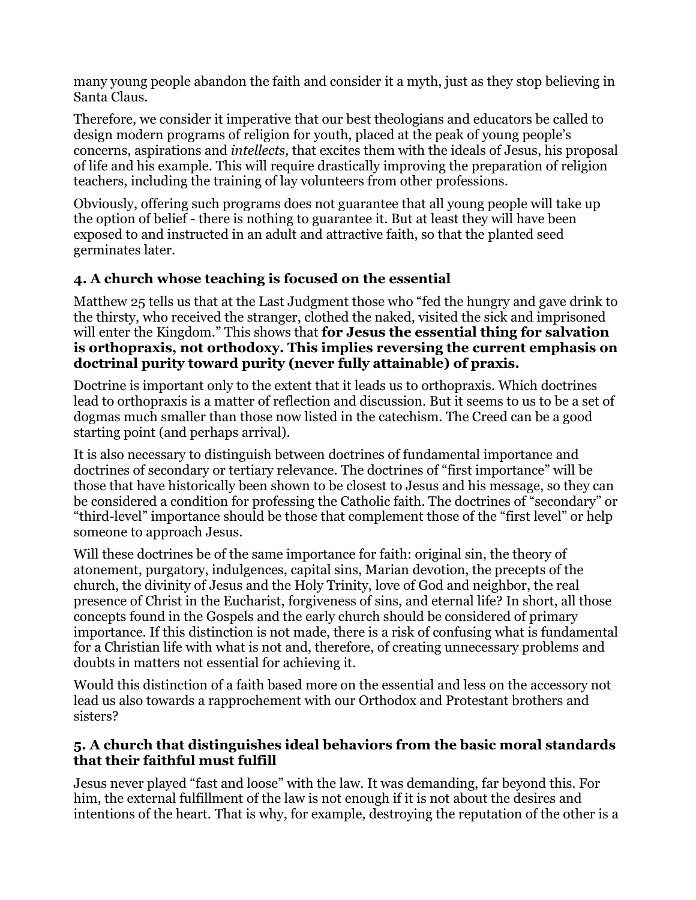many young people abandon the faith and consider it a myth, just as they stop believing in Santa Claus.

Therefore, we consider it imperative that our best theologians and educators be called to design modern programs of religion for youth, placed at the peak of young people's concerns, aspirations and *intellects,* that excites them with the ideals of Jesus, his proposal of life and his example. This will require drastically improving the preparation of religion teachers, including the training of lay volunteers from other professions.

Obviously, offering such programs does not guarantee that all young people will take up the option of belief - there is nothing to guarantee it. But at least they will have been exposed to and instructed in an adult and attractive faith, so that the planted seed germinates later.

### 4. A church whose teaching is focused on the essential

Matthew 25 tells us that at the Last Judgment those who "fed the hungry and gave drink to the thirsty, who received the stranger, clothed the naked, visited the sick and imprisoned will enter the Kingdom." This shows that **for Jesus the essential thing for salvation is orthopraxis, not orthodoxy. This implies reversing the current emphasis on doctrinal purity toward purity (never fully attainable) of praxis.**

Doctrine is important only to the extent that it leads us to orthopraxis. Which doctrines lead to orthopraxis is a matter of reflection and discussion. But it seems to us to be a set of dogmas much smaller than those now listed in the catechism. The Creed can be a good starting point (and perhaps arrival).

It is also necessary to distinguish between doctrines of fundamental importance and doctrines of secondary or tertiary relevance. The doctrines of "first importance" will be those that have historically been shown to be closest to Jesus and his message, so they can be considered a condition for professing the Catholic faith. The doctrines of "secondary" or "third-level" importance should be those that complement those of the "first level" or help someone to approach Jesus.

Will these doctrines be of the same importance for faith: original sin, the theory of atonement, purgatory, indulgences, capital sins, Marian devotion, the precepts of the church, the divinity of Jesus and the Holy Trinity, love of God and neighbor, the real presence of Christ in the Eucharist, forgiveness of sins, and eternal life? In short, all those concepts found in the Gospels and the early church should be considered of primary importance. If this distinction is not made, there is a risk of confusing what is fundamental for a Christian life with what is not and, therefore, of creating unnecessary problems and doubts in matters not essential for achieving it.

Would this distinction of a faith based more on the essential and less on the accessory not lead us also towards a rapprochement with our Orthodox and Protestant brothers and sisters?

### 5. A church that distinguishes ideal behaviors from the basic moral standards that their faithful must fulfill

Jesus never played "fast and loose" with the law. It was demanding, far beyond this. For him, the external fulfillment of the law is not enough if it is not about the desires and intentions of the heart. That is why, for example, destroying the reputation of the other is a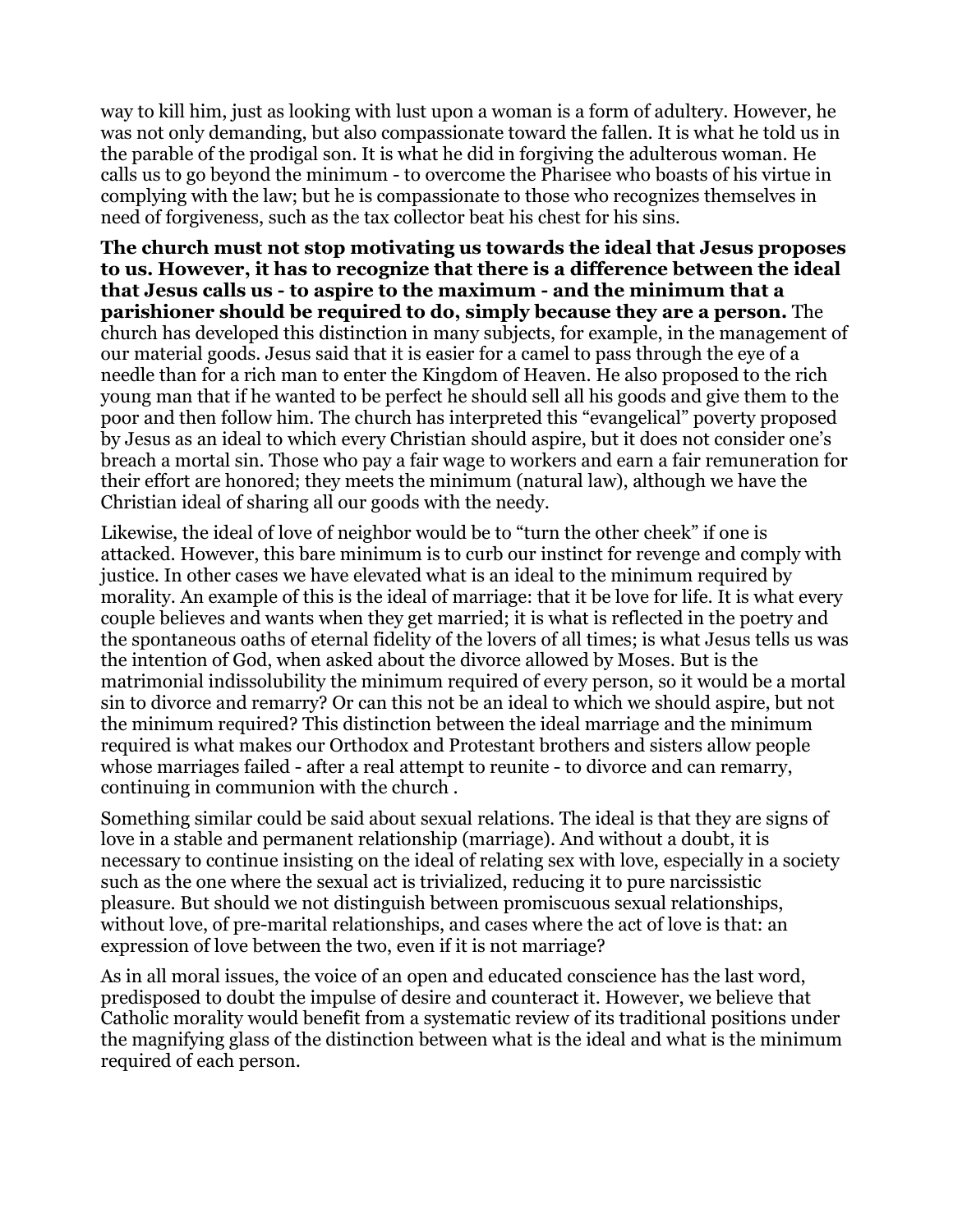way to kill him, just as looking with lust upon a woman is a form of adultery. However, he was not only demanding, but also compassionate toward the fallen. It is what he told us in the parable of the prodigal son. It is what he did in forgiving the adulterous woman. He calls us to go beyond the minimum - to overcome the Pharisee who boasts of his virtue in complying with the law; but he is compassionate to those who recognizes themselves in need of forgiveness, such as the tax collector beat his chest for his sins.

**The church must not stop motivating us towards the ideal that Jesus proposes to us. However, it has to recognize that there is a difference between the ideal that Jesus calls us - to aspire to the maximum - and the minimum that a parishioner should be required to do, simply because they are a person.** The church has developed this distinction in many subjects, for example, in the management of our material goods. Jesus said that it is easier for a camel to pass through the eye of a needle than for a rich man to enter the Kingdom of Heaven. He also proposed to the rich young man that if he wanted to be perfect he should sell all his goods and give them to the poor and then follow him. The church has interpreted this "evangelical" poverty proposed by Jesus as an ideal to which every Christian should aspire, but it does not consider one's breach a mortal sin. Those who pay a fair wage to workers and earn a fair remuneration for their effort are honored; they meets the minimum (natural law), although we have the Christian ideal of sharing all our goods with the needy.

Likewise, the ideal of love of neighbor would be to "turn the other cheek" if one is attacked. However, this bare minimum is to curb our instinct for revenge and comply with justice. In other cases we have elevated what is an ideal to the minimum required by morality. An example of this is the ideal of marriage: that it be love for life. It is what every couple believes and wants when they get married; it is what is reflected in the poetry and the spontaneous oaths of eternal fidelity of the lovers of all times; is what Jesus tells us was the intention of God, when asked about the divorce allowed by Moses. But is the matrimonial indissolubility the minimum required of every person, so it would be a mortal sin to divorce and remarry? Or can this not be an ideal to which we should aspire, but not the minimum required? This distinction between the ideal marriage and the minimum required is what makes our Orthodox and Protestant brothers and sisters allow people whose marriages failed - after a real attempt to reunite - to divorce and can remarry, continuing in communion with the church .

Something similar could be said about sexual relations. The ideal is that they are signs of love in a stable and permanent relationship (marriage). And without a doubt, it is necessary to continue insisting on the ideal of relating sex with love, especially in a society such as the one where the sexual act is trivialized, reducing it to pure narcissistic pleasure. But should we not distinguish between promiscuous sexual relationships, without love, of pre-marital relationships, and cases where the act of love is that: an expression of love between the two, even if it is not marriage?

As in all moral issues, the voice of an open and educated conscience has the last word, predisposed to doubt the impulse of desire and counteract it. However, we believe that Catholic morality would benefit from a systematic review of its traditional positions under the magnifying glass of the distinction between what is the ideal and what is the minimum required of each person.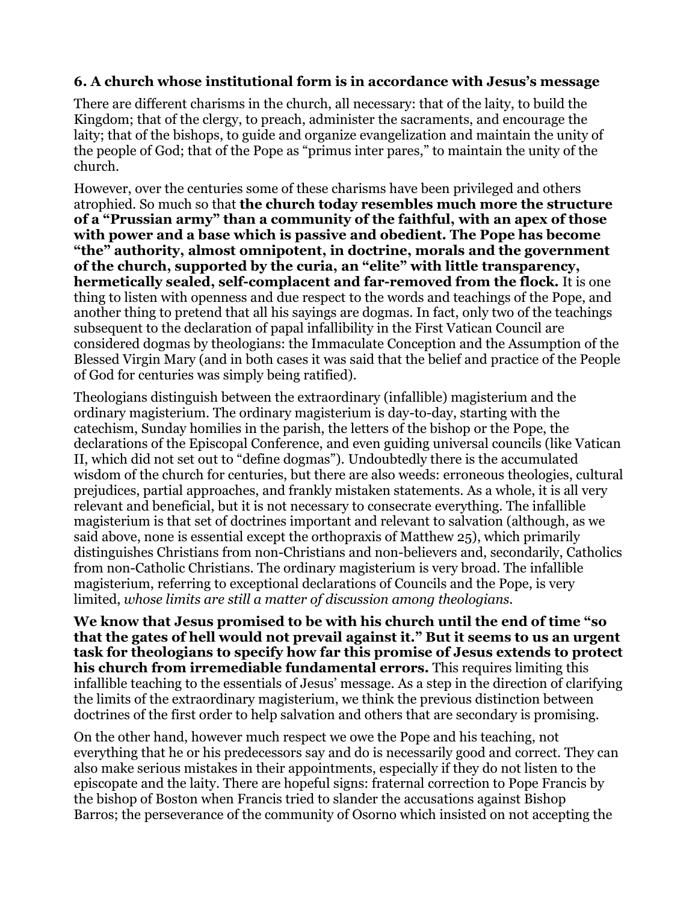### 6. A church whose institutional form is in accordance with Jesus's message

There are different charisms in the church, all necessary: that of the laity, to build the Kingdom; that of the clergy, to preach, administer the sacraments, and encourage the laity; that of the bishops, to guide and organize evangelization and maintain the unity of the people of God; that of the Pope as "primus inter pares," to maintain the unity of the church.

However, over the centuries some of these charisms have been privileged and others atrophied. So much so that **the church today resembles much more the structure of a "Prussian army" than a community of the faithful, with an apex of those with power and a base which is passive and obedient. The Pope has become "the" authority, almost omnipotent, in doctrine, morals and the government of the church, supported by the curia, an "elite" with little transparency, hermetically sealed, self-complacent and far-removed from the flock.** It is one thing to listen with openness and due respect to the words and teachings of the Pope, and another thing to pretend that all his sayings are dogmas. In fact, only two of the teachings subsequent to the declaration of papal infallibility in the First Vatican Council are considered dogmas by theologians: the Immaculate Conception and the Assumption of the Blessed Virgin Mary (and in both cases it was said that the belief and practice of the People of God for centuries was simply being ratified).

Theologians distinguish between the extraordinary (infallible) magisterium and the ordinary magisterium. The ordinary magisterium is day-to-day, starting with the catechism, Sunday homilies in the parish, the letters of the bishop or the Pope, the declarations of the Episcopal Conference, and even guiding universal councils (like Vatican II, which did not set out to "define dogmas"). Undoubtedly there is the accumulated wisdom of the church for centuries, but there are also weeds: erroneous theologies, cultural prejudices, partial approaches, and frankly mistaken statements. As a whole, it is all very relevant and beneficial, but it is not necessary to consecrate everything. The infallible magisterium is that set of doctrines important and relevant to salvation (although, as we said above, none is essential except the orthopraxis of Matthew 25), which primarily distinguishes Christians from non-Christians and non-believers and, secondarily, Catholics from non-Catholic Christians. The ordinary magisterium is very broad. The infallible magisterium, referring to exceptional declarations of Councils and the Pope, is very limited, *whose limits are still a matter of discussion among theologians.*

**We know that Jesus promised to be with his church until the end of time "so that the gates of hell would not prevail against it." But it seems to us an urgent task for theologians to specify how far this promise of Jesus extends to protect his church from irremediable fundamental errors.** This requires limiting this infallible teaching to the essentials of Jesus' message. As a step in the direction of clarifying the limits of the extraordinary magisterium, we think the previous distinction between doctrines of the first order to help salvation and others that are secondary is promising.

On the other hand, however much respect we owe the Pope and his teaching, not everything that he or his predecessors say and do is necessarily good and correct. They can also make serious mistakes in their appointments, especially if they do not listen to the episcopate and the laity. There are hopeful signs: fraternal correction to Pope Francis by the bishop of Boston when Francis tried to slander the accusations against Bishop Barros; the perseverance of the community of Osorno which insisted on not accepting the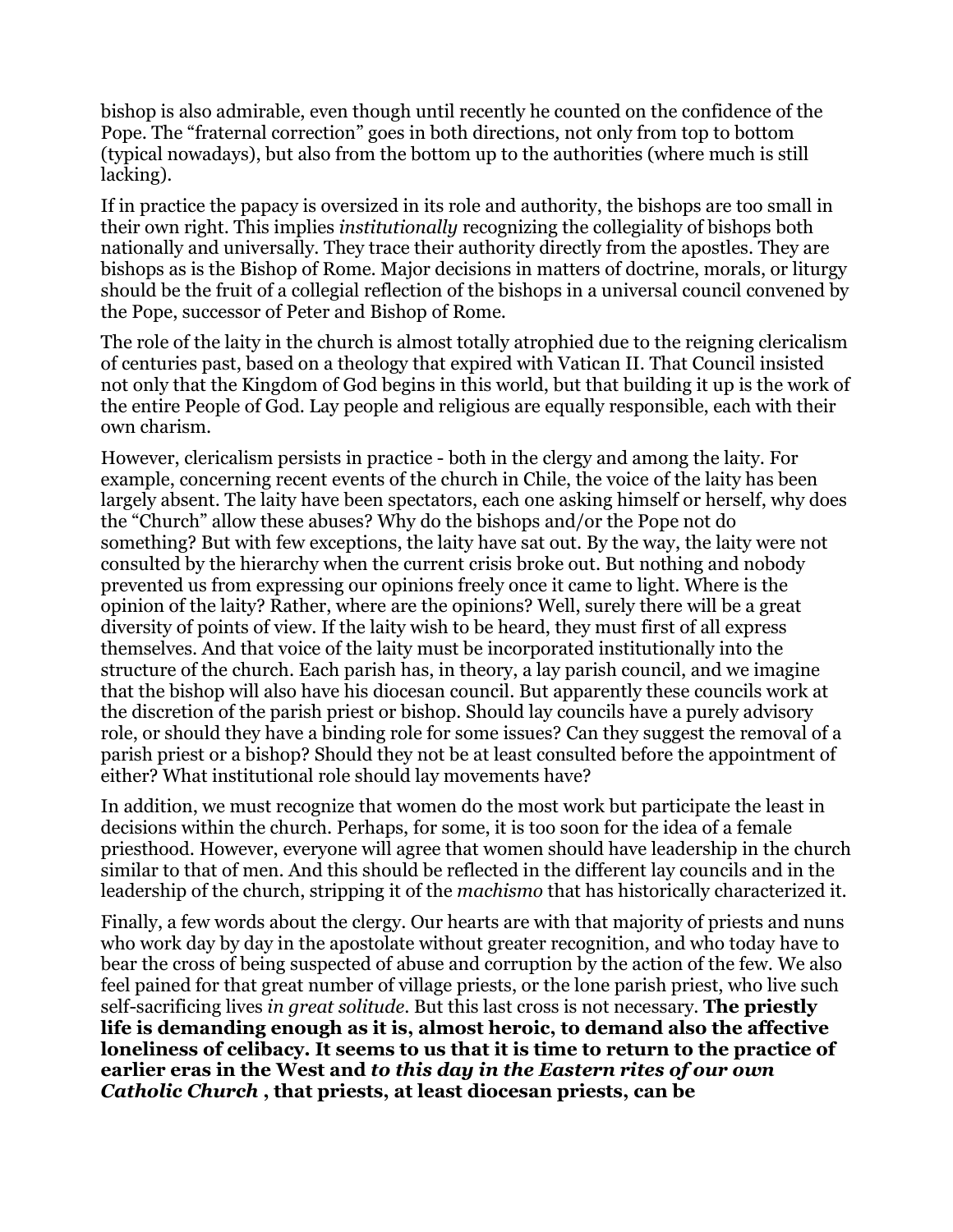bishop is also admirable, even though until recently he counted on the confidence of the Pope. The "fraternal correction" goes in both directions, not only from top to bottom (typical nowadays), but also from the bottom up to the authorities (where much is still lacking).

If in practice the papacy is oversized in its role and authority, the bishops are too small in their own right. This implies *institutionally* recognizing the collegiality of bishops both nationally and universally. They trace their authority directly from the apostles. They are bishops as is the Bishop of Rome. Major decisions in matters of doctrine, morals, or liturgy should be the fruit of a collegial reflection of the bishops in a universal council convened by the Pope, successor of Peter and Bishop of Rome.

The role of the laity in the church is almost totally atrophied due to the reigning clericalism of centuries past, based on a theology that expired with Vatican II. That Council insisted not only that the Kingdom of God begins in this world, but that building it up is the work of the entire People of God. Lay people and religious are equally responsible, each with their own charism.

However, clericalism persists in practice - both in the clergy and among the laity. For example, concerning recent events of the church in Chile, the voice of the laity has been largely absent. The laity have been spectators, each one asking himself or herself, why does the "Church" allow these abuses? Why do the bishops and/or the Pope not do something? But with few exceptions, the laity have sat out. By the way, the laity were not consulted by the hierarchy when the current crisis broke out. But nothing and nobody prevented us from expressing our opinions freely once it came to light. Where is the opinion of the laity? Rather, where are the opinions? Well, surely there will be a great diversity of points of view. If the laity wish to be heard, they must first of all express themselves. And that voice of the laity must be incorporated institutionally into the structure of the church. Each parish has, in theory, a lay parish council, and we imagine that the bishop will also have his diocesan council. But apparently these councils work at the discretion of the parish priest or bishop. Should lay councils have a purely advisory role, or should they have a binding role for some issues? Can they suggest the removal of a parish priest or a bishop? Should they not be at least consulted before the appointment of either? What institutional role should lay movements have?

In addition, we must recognize that women do the most work but participate the least in decisions within the church. Perhaps, for some, it is too soon for the idea of a female priesthood. However, everyone will agree that women should have leadership in the church similar to that of men. And this should be reflected in the different lay councils and in the leadership of the church, stripping it of the *machismo* that has historically characterized it.

Finally, a few words about the clergy. Our hearts are with that majority of priests and nuns who work day by day in the apostolate without greater recognition, and who today have to bear the cross of being suspected of abuse and corruption by the action of the few. We also feel pained for that great number of village priests, or the lone parish priest, who live such self-sacrificing lives *in great solitude*. But this last cross is not necessary. **The priestly life is demanding enough as it is, almost heroic, to demand also the affective loneliness of celibacy. It seems to us that it is time to return to the practice of earlier eras in the West and *to this day in the Eastern rites of our own Catholic Church* , that priests, at least diocesan priests, can be**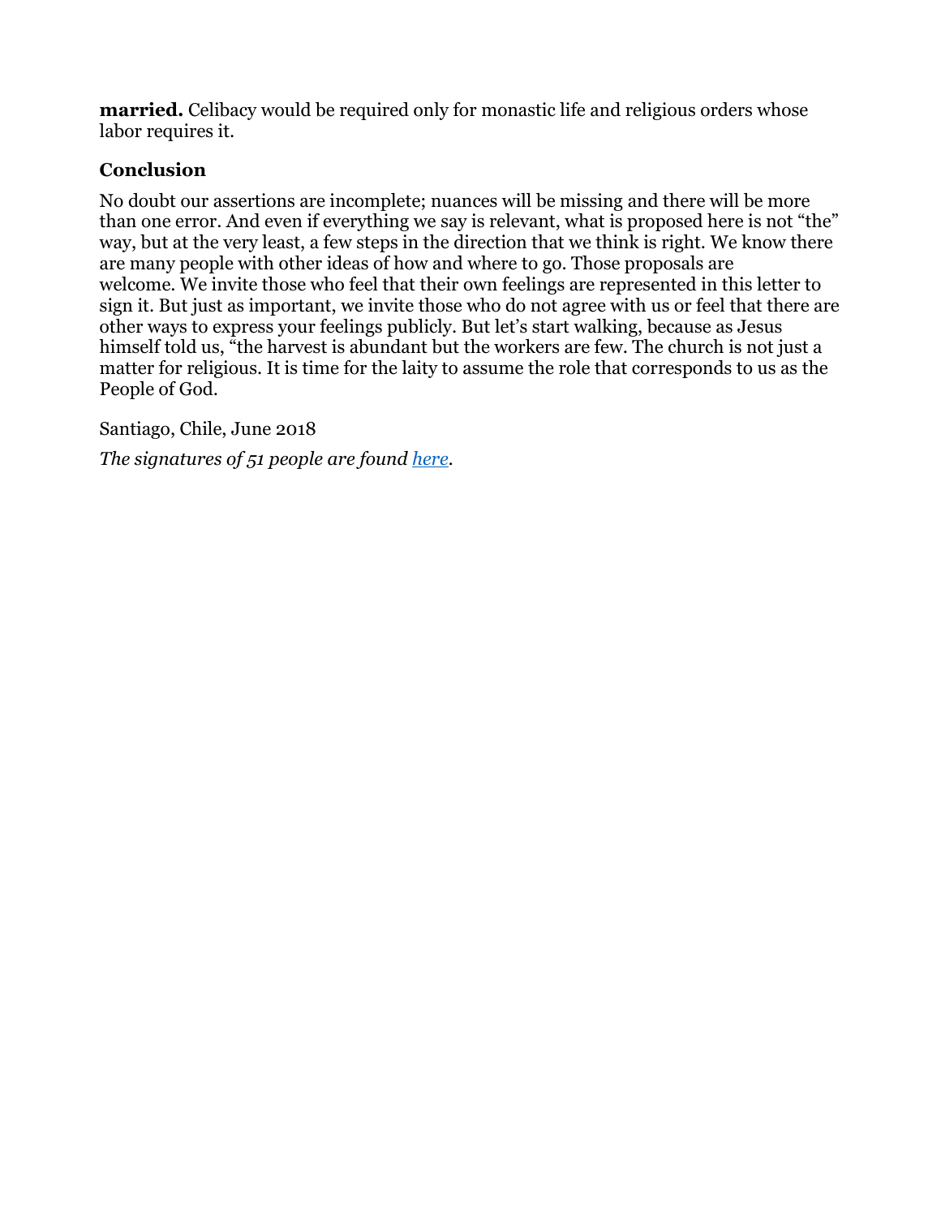**married.** Celibacy would be required only for monastic life and religious orders whose labor requires it.

## Conclusion

No doubt our assertions are incomplete; nuances will be missing and there will be more than one error. And even if everything we say is relevant, what is proposed here is not "the" way, but at the very least, a few steps in the direction that we think is right. We know there are many people with other ideas of how and where to go. Those proposals are welcome. We invite those who feel that their own feelings are represented in this letter to sign it. But just as important, we invite those who do not agree with us or feel that there are other ways to express your feelings publicly. But let's start walking, because as Jesus himself told us, "the harvest is abundant but the workers are few. The church is not just a matter for religious. It is time for the laity to assume the role that corresponds to us as the People of God.

Santiago, Chile, June 2018

*The signatures of 51 people are found here.*